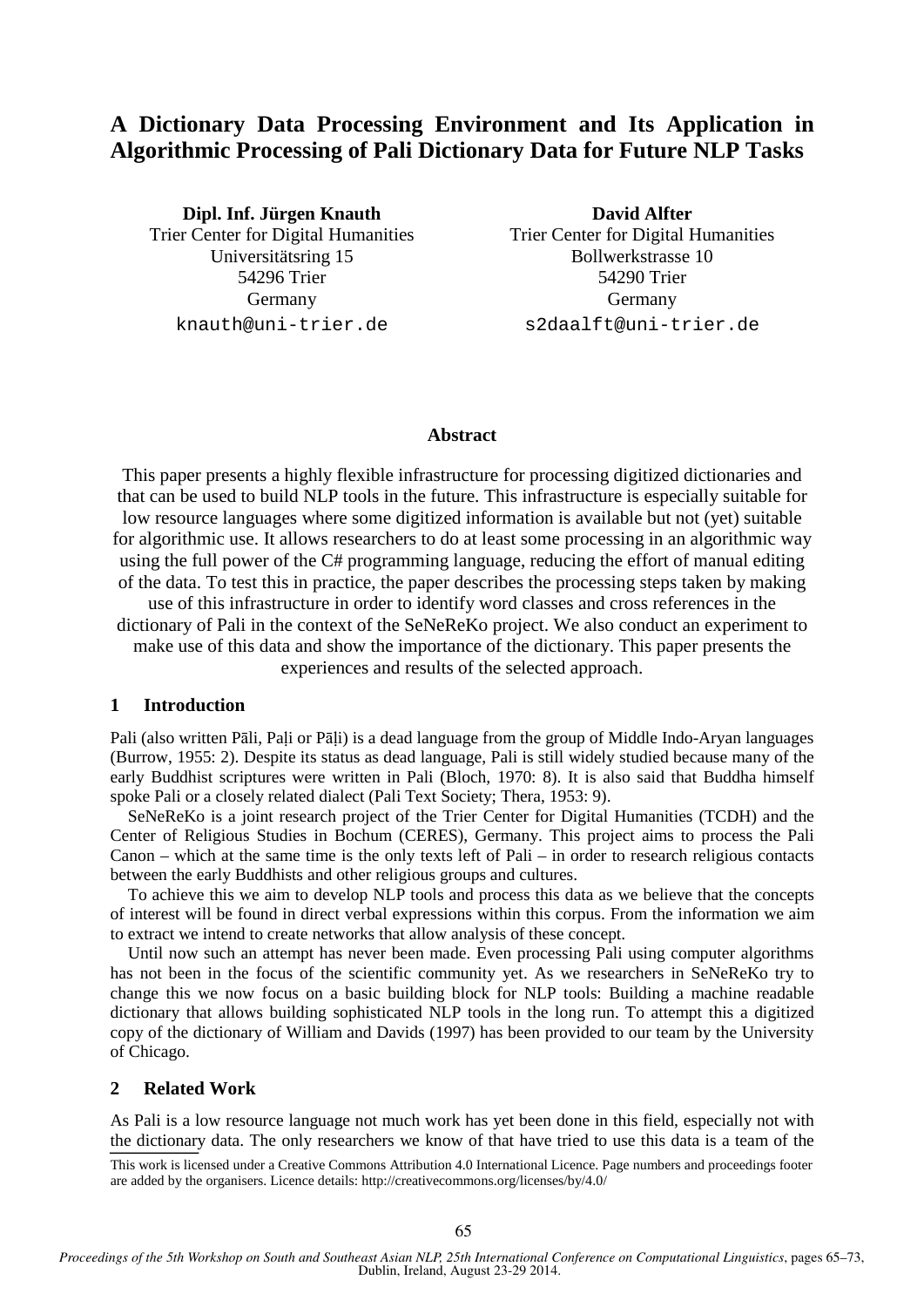# A Dictionary Data Processing Environment and Its Application in Algorithmic Processing of Pali Dictionary Data for Future NLP Tasks

**Dipl. Inf. Jürgen Knauth**
Trier Center for Digital Humanities
Universitätsring 15
54296 Trier
Germany
knauth@uni-trier.de

**David Alfter**
Trier Center for Digital Humanities
Bollwerkstrasse 10
54290 Trier
Germany
s2daalft@uni-trier.de

## Abstract

This paper presents a highly flexible infrastructure for processing digitized dictionaries and that can be used to build NLP tools in the future. This infrastructure is especially suitable for low resource languages where some digitized information is available but not (yet) suitable for algorithmic use. It allows researchers to do at least some processing in an algorithmic way using the full power of the C# programming language, reducing the effort of manual editing of the data. To test this in practice, the paper describes the processing steps taken by making use of this infrastructure in order to identify word classes and cross references in the dictionary of Pali in the context of the SeNeReKo project. We also conduct an experiment to make use of this data and show the importance of the dictionary. This paper presents the experiences and results of the selected approach.

## 1 Introduction

Pali (also written Pāli, Paḷi or Pāḷi) is a dead language from the group of Middle Indo-Aryan languages (Burrow, 1955: 2). Despite its status as dead language, Pali is still widely studied because many of the early Buddhist scriptures were written in Pali (Bloch, 1970: 8). It is also said that Buddha himself spoke Pali or a closely related dialect (Pali Text Society; Thera, 1953: 9).

SeNeReKo is a joint research project of the Trier Center for Digital Humanities (TCDH) and the Center of Religious Studies in Bochum (CERES), Germany. This project aims to process the Pali Canon – which at the same time is the only texts left of Pali – in order to research religious contacts between the early Buddhists and other religious groups and cultures.

To achieve this we aim to develop NLP tools and process this data as we believe that the concepts of interest will be found in direct verbal expressions within this corpus. From the information we aim to extract we intend to create networks that allow analysis of these concept.

Until now such an attempt has never been made. Even processing Pali using computer algorithms has not been in the focus of the scientific community yet. As we researchers in SeNeReKo try to change this we now focus on a basic building block for NLP tools: Building a machine readable dictionary that allows building sophisticated NLP tools in the long run. To attempt this a digitized copy of the dictionary of William and Davids (1997) has been provided to our team by the University of Chicago.

## 2 Related Work

As Pali is a low resource language not much work has yet been done in this field, especially not with the dictionary data. The only researchers we know of that have tried to use this data is a team of the

This work is licensed under a Creative Commons Attribution 4.0 International Licence. Page numbers and proceedings footer are added by the organisers. Licence details: http://creativecommons.org/licenses/by/4.0/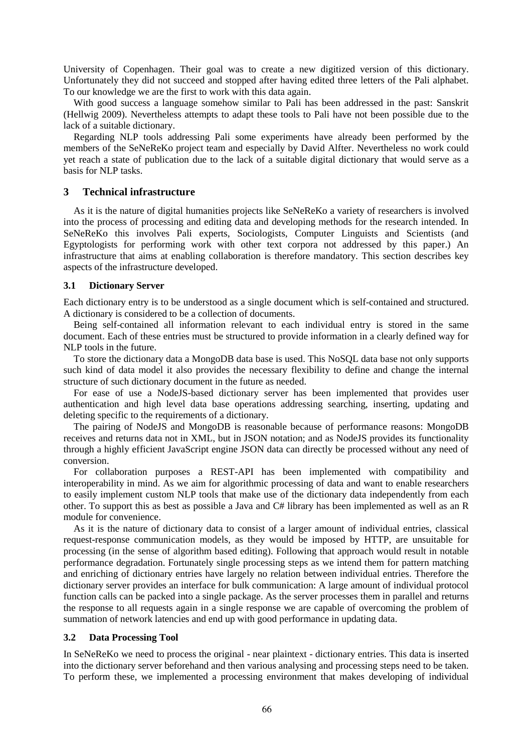University of Copenhagen. Their goal was to create a new digitized version of this dictionary. Unfortunately they did not succeed and stopped after having edited three letters of the Pali alphabet. To our knowledge we are the first to work with this data again.

With good success a language somehow similar to Pali has been addressed in the past: Sanskrit (Hellwig 2009). Nevertheless attempts to adapt these tools to Pali have not been possible due to the lack of a suitable dictionary.

Regarding NLP tools addressing Pali some experiments have already been performed by the members of the SeNeReKo project team and especially by David Alfter. Nevertheless no work could yet reach a state of publication due to the lack of a suitable digital dictionary that would serve as a basis for NLP tasks.

## 3 Technical infrastructure

As it is the nature of digital humanities projects like SeNeReKo a variety of researchers is involved into the process of processing and editing data and developing methods for the research intended. In SeNeReKo this involves Pali experts, Sociologists, Computer Linguists and Scientists (and Egyptologists for performing work with other text corpora not addressed by this paper.) An infrastructure that aims at enabling collaboration is therefore mandatory. This section describes key aspects of the infrastructure developed.

### 3.1 Dictionary Server

Each dictionary entry is to be understood as a single document which is self-contained and structured. A dictionary is considered to be a collection of documents.

Being self-contained all information relevant to each individual entry is stored in the same document. Each of these entries must be structured to provide information in a clearly defined way for NLP tools in the future.

To store the dictionary data a MongoDB data base is used. This NoSQL data base not only supports such kind of data model it also provides the necessary flexibility to define and change the internal structure of such dictionary document in the future as needed.

For ease of use a NodeJS-based dictionary server has been implemented that provides user authentication and high level data base operations addressing searching, inserting, updating and deleting specific to the requirements of a dictionary.

The pairing of NodeJS and MongoDB is reasonable because of performance reasons: MongoDB receives and returns data not in XML, but in JSON notation; and as NodeJS provides its functionality through a highly efficient JavaScript engine JSON data can directly be processed without any need of conversion.

For collaboration purposes a REST-API has been implemented with compatibility and interoperability in mind. As we aim for algorithmic processing of data and want to enable researchers to easily implement custom NLP tools that make use of the dictionary data independently from each other. To support this as best as possible a Java and C# library has been implemented as well as an R module for convenience.

As it is the nature of dictionary data to consist of a larger amount of individual entries, classical request-response communication models, as they would be imposed by HTTP, are unsuitable for processing (in the sense of algorithm based editing). Following that approach would result in notable performance degradation. Fortunately single processing steps as we intend them for pattern matching and enriching of dictionary entries have largely no relation between individual entries. Therefore the dictionary server provides an interface for bulk communication: A large amount of individual protocol function calls can be packed into a single package. As the server processes them in parallel and returns the response to all requests again in a single response we are capable of overcoming the problem of summation of network latencies and end up with good performance in updating data.

### 3.2 Data Processing Tool

In SeNeReKo we need to process the original - near plaintext - dictionary entries. This data is inserted into the dictionary server beforehand and then various analysing and processing steps need to be taken. To perform these, we implemented a processing environment that makes developing of individual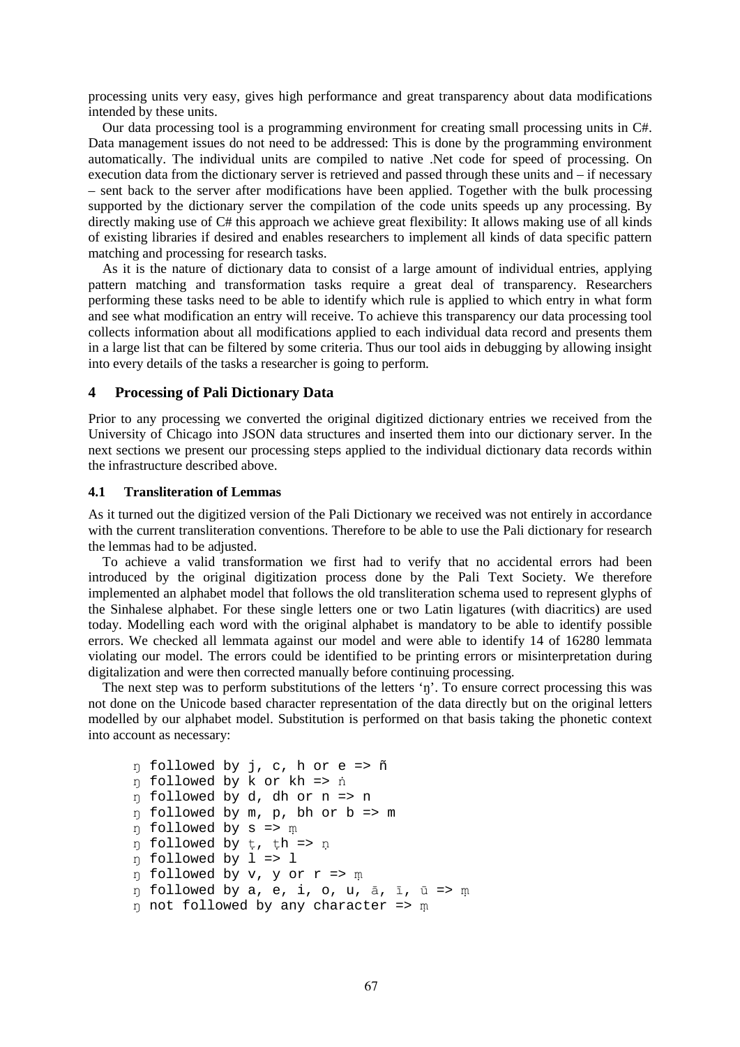processing units very easy, gives high performance and great transparency about data modifications intended by these units.

Our data processing tool is a programming environment for creating small processing units in C#. Data management issues do not need to be addressed: This is done by the programming environment automatically. The individual units are compiled to native .Net code for speed of processing. On execution data from the dictionary server is retrieved and passed through these units and – if necessary – sent back to the server after modifications have been applied. Together with the bulk processing supported by the dictionary server the compilation of the code units speeds up any processing. By directly making use of C# this approach we achieve great flexibility: It allows making use of all kinds of existing libraries if desired and enables researchers to implement all kinds of data specific pattern matching and processing for research tasks.

As it is the nature of dictionary data to consist of a large amount of individual entries, applying pattern matching and transformation tasks require a great deal of transparency. Researchers performing these tasks need to be able to identify which rule is applied to which entry in what form and see what modification an entry will receive. To achieve this transparency our data processing tool collects information about all modifications applied to each individual data record and presents them in a large list that can be filtered by some criteria. Thus our tool aids in debugging by allowing insight into every details of the tasks a researcher is going to perform.

## 4 Processing of Pali Dictionary Data

Prior to any processing we converted the original digitized dictionary entries we received from the University of Chicago into JSON data structures and inserted them into our dictionary server. In the next sections we present our processing steps applied to the individual dictionary data records within the infrastructure described above.

### 4.1 Transliteration of Lemmas

As it turned out the digitized version of the Pali Dictionary we received was not entirely in accordance with the current transliteration conventions. Therefore to be able to use the Pali dictionary for research the lemmas had to be adjusted.

To achieve a valid transformation we first had to verify that no accidental errors had been introduced by the original digitization process done by the Pali Text Society. We therefore implemented an alphabet model that follows the old transliteration schema used to represent glyphs of the Sinhalese alphabet. For these single letters one or two Latin ligatures (with diacritics) are used today. Modelling each word with the original alphabet is mandatory to be able to identify possible errors. We checked all lemmata against our model and were able to identify 14 of 16280 lemmata violating our model. The errors could be identified to be printing errors or misinterpretation during digitalization and were then corrected manually before continuing processing.

The next step was to perform substitutions of the letters 'ŋ'. To ensure correct processing this was not done on the Unicode based character representation of the data directly but on the original letters modelled by our alphabet model. Substitution is performed on that basis taking the phonetic context into account as necessary:

```
ŋ followed by j, c, h or e => ñ
ŋ followed by k or kh => ṅ
ŋ followed by d, dh or n => n
ŋ followed by m, p, bh or b => m
ŋ followed by s => ṃ
ŋ followed by ṭ, ṭh => ṇ
ŋ followed by l => l
ŋ followed by v, y or r => ṃ
ŋ followed by a, e, i, o, u, ā, ī, ū => ṃ
ŋ not followed by any character => ṃ
```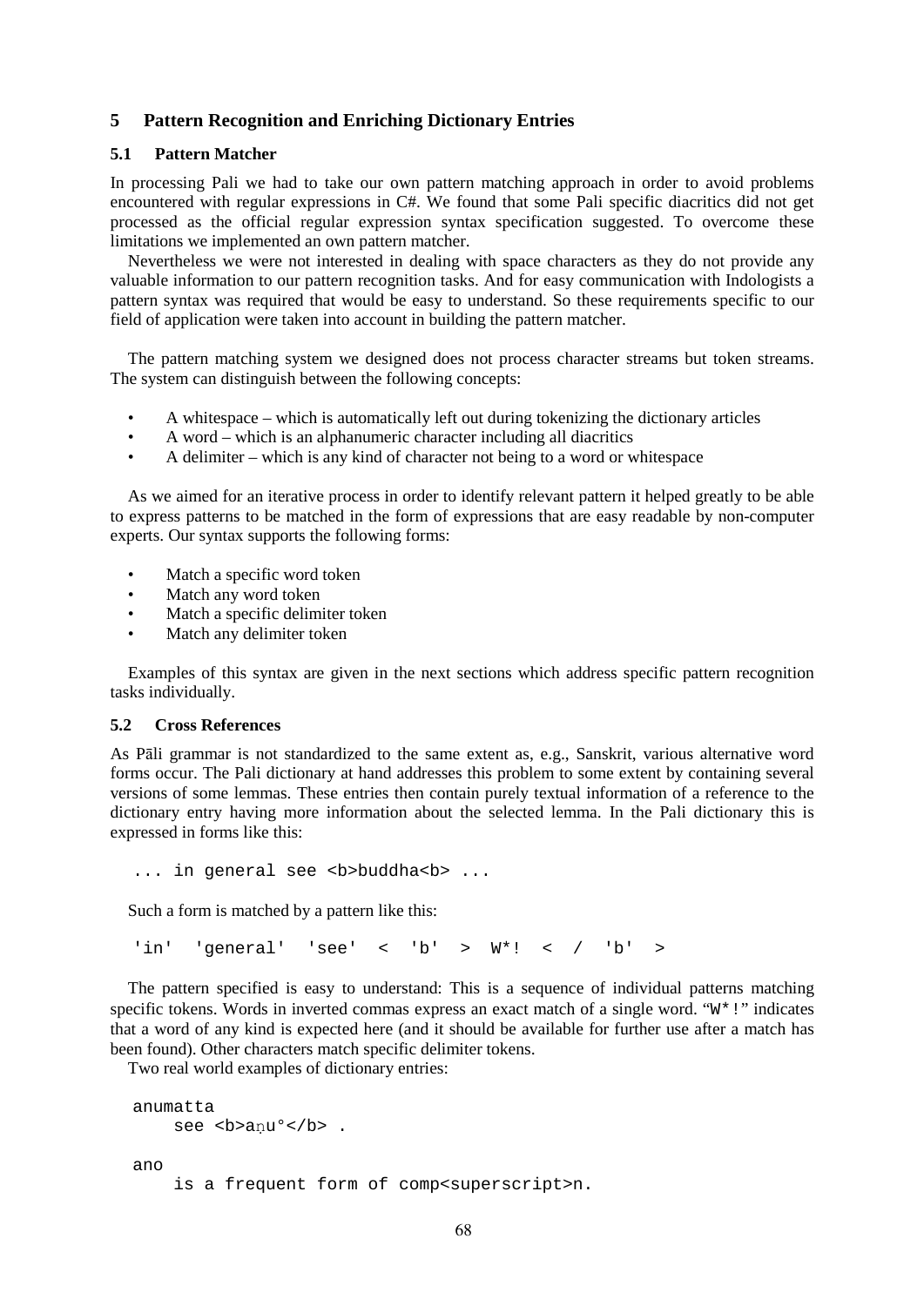## 5 Pattern Recognition and Enriching Dictionary Entries

### 5.1 Pattern Matcher

In processing Pali we had to take our own pattern matching approach in order to avoid problems encountered with regular expressions in C#. We found that some Pali specific diacritics did not get processed as the official regular expression syntax specification suggested. To overcome these limitations we implemented an own pattern matcher.

Nevertheless we were not interested in dealing with space characters as they do not provide any valuable information to our pattern recognition tasks. And for easy communication with Indologists a pattern syntax was required that would be easy to understand. So these requirements specific to our field of application were taken into account in building the pattern matcher.

The pattern matching system we designed does not process character streams but token streams. The system can distinguish between the following concepts:

- A whitespace – which is automatically left out during tokenizing the dictionary articles
- A word – which is an alphanumeric character including all diacritics
- A delimiter – which is any kind of character not being to a word or whitespace

As we aimed for an iterative process in order to identify relevant pattern it helped greatly to be able to express patterns to be matched in the form of expressions that are easy readable by non-computer experts. Our syntax supports the following forms:

- Match a specific word token
- Match any word token
- Match a specific delimiter token
- Match any delimiter token

Examples of this syntax are given in the next sections which address specific pattern recognition tasks individually.

### 5.2 Cross References

As Pāli grammar is not standardized to the same extent as, e.g., Sanskrit, various alternative word forms occur. The Pali dictionary at hand addresses this problem to some extent by containing several versions of some lemmas. These entries then contain purely textual information of a reference to the dictionary entry having more information about the selected lemma. In the Pali dictionary this is expressed in forms like this:

```
... in general see <b>buddha<b> ...
```

Such a form is matched by a pattern like this:

```
'in'  'general'  'see'  <  'b'  >  W*!  <  /  'b'  >
```

The pattern specified is easy to understand: This is a sequence of individual patterns matching specific tokens. Words in inverted commas express an exact match of a single word. "W*!" indicates that a word of any kind is expected here (and it should be available for further use after a match has been found). Other characters match specific delimiter tokens.

Two real world examples of dictionary entries:

```
anumatta
    see <b>aṇu°</b> .

ano
    is a frequent form of comp<superscript>n.
```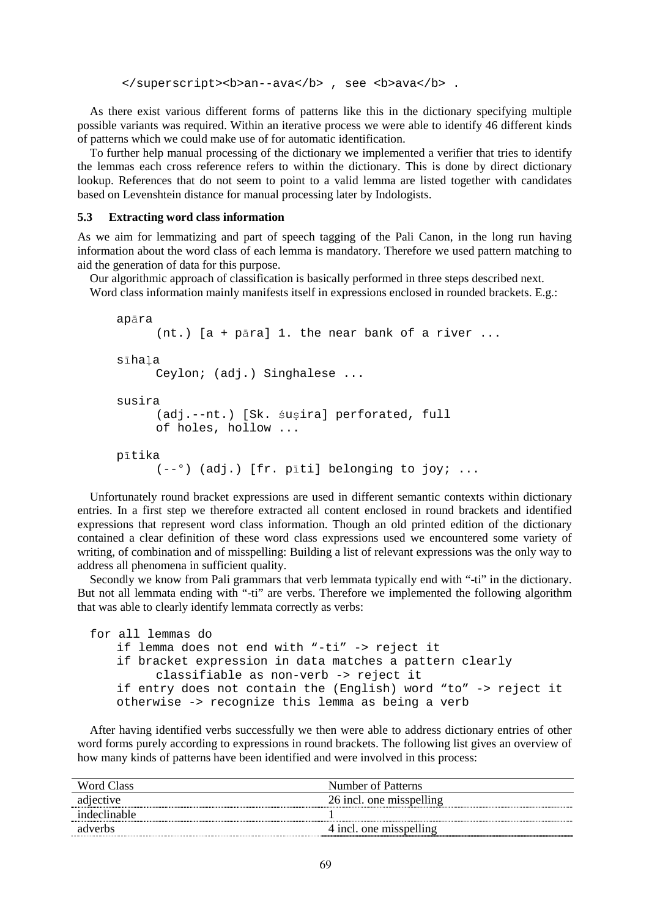```
</superscript><b>an--ava</b> , see <b>ava</b> .
```

As there exist various different forms of patterns like this in the dictionary specifying multiple possible variants was required. Within an iterative process we were able to identify 46 different kinds of patterns which we could make use of for automatic identification.

To further help manual processing of the dictionary we implemented a verifier that tries to identify the lemmas each cross reference refers to within the dictionary. This is done by direct dictionary lookup. References that do not seem to point to a valid lemma are listed together with candidates based on Levenshtein distance for manual processing later by Indologists.

### 5.3 Extracting word class information

As we aim for lemmatizing and part of speech tagging of the Pali Canon, in the long run having information about the word class of each lemma is mandatory. Therefore we used pattern matching to aid the generation of data for this purpose.

Our algorithmic approach of classification is basically performed in three steps described next.

Word class information mainly manifests itself in expressions enclosed in rounded brackets. E.g.:

```
apāra
      (nt.) [a + pāra] 1. the near bank of a river ...

sīhaḷa
      Ceylon; (adj.) Singhalese ...

susira
      (adj.--nt.) [Sk. śuṣira] perforated, full
      of holes, hollow ...

pītika
      (--°) (adj.) [fr. pīti] belonging to joy; ...
```

Unfortunately round bracket expressions are used in different semantic contexts within dictionary entries. In a first step we therefore extracted all content enclosed in round brackets and identified expressions that represent word class information. Though an old printed edition of the dictionary contained a clear definition of these word class expressions used we encountered some variety of writing, of combination and of misspelling: Building a list of relevant expressions was the only way to address all phenomena in sufficient quality.

Secondly we know from Pali grammars that verb lemmata typically end with "-ti" in the dictionary. But not all lemmata ending with "-ti" are verbs. Therefore we implemented the following algorithm that was able to clearly identify lemmata correctly as verbs:

```
for all lemmas do
    if lemma does not end with "-ti" -> reject it
    if bracket expression in data matches a pattern clearly
          classifiable as non-verb -> reject it
    if entry does not contain the (English) word "to" -> reject it
    otherwise -> recognize this lemma as being a verb
```

After having identified verbs successfully we then were able to address dictionary entries of other word forms purely according to expressions in round brackets. The following list gives an overview of how many kinds of patterns have been identified and were involved in this process:

| Word Class | Number of Patterns |
|---|---|
| adjective | 26 incl. one misspelling |
| indeclinable | 1 |
| adverbs | 4 incl. one misspelling |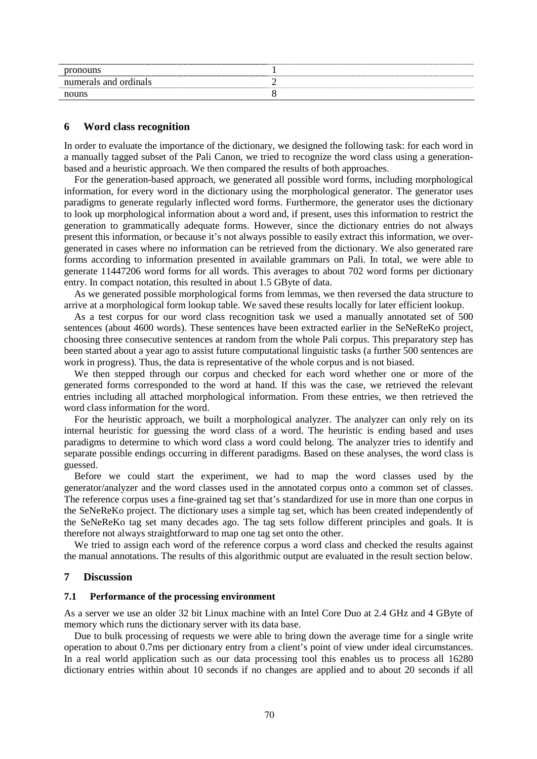| | |
|---|---|
| pronouns | 1 |
| numerals and ordinals | 2 |
| nouns | 8 |

## 6 Word class recognition

In order to evaluate the importance of the dictionary, we designed the following task: for each word in a manually tagged subset of the Pali Canon, we tried to recognize the word class using a generation-based and a heuristic approach. We then compared the results of both approaches.

For the generation-based approach, we generated all possible word forms, including morphological information, for every word in the dictionary using the morphological generator. The generator uses paradigms to generate regularly inflected word forms. Furthermore, the generator uses the dictionary to look up morphological information about a word and, if present, uses this information to restrict the generation to grammatically adequate forms. However, since the dictionary entries do not always present this information, or because it's not always possible to easily extract this information, we over-generated in cases where no information can be retrieved from the dictionary. We also generated rare forms according to information presented in available grammars on Pali. In total, we were able to generate 11447206 word forms for all words. This averages to about 702 word forms per dictionary entry. In compact notation, this resulted in about 1.5 GByte of data.

As we generated possible morphological forms from lemmas, we then reversed the data structure to arrive at a morphological form lookup table. We saved these results locally for later efficient lookup.

As a test corpus for our word class recognition task we used a manually annotated set of 500 sentences (about 4600 words). These sentences have been extracted earlier in the SeNeReKo project, choosing three consecutive sentences at random from the whole Pali corpus. This preparatory step has been started about a year ago to assist future computational linguistic tasks (a further 500 sentences are work in progress). Thus, the data is representative of the whole corpus and is not biased.

We then stepped through our corpus and checked for each word whether one or more of the generated forms corresponded to the word at hand. If this was the case, we retrieved the relevant entries including all attached morphological information. From these entries, we then retrieved the word class information for the word.

For the heuristic approach, we built a morphological analyzer. The analyzer can only rely on its internal heuristic for guessing the word class of a word. The heuristic is ending based and uses paradigms to determine to which word class a word could belong. The analyzer tries to identify and separate possible endings occurring in different paradigms. Based on these analyses, the word class is guessed.

Before we could start the experiment, we had to map the word classes used by the generator/analyzer and the word classes used in the annotated corpus onto a common set of classes. The reference corpus uses a fine-grained tag set that's standardized for use in more than one corpus in the SeNeReKo project. The dictionary uses a simple tag set, which has been created independently of the SeNeReKo tag set many decades ago. The tag sets follow different principles and goals. It is therefore not always straightforward to map one tag set onto the other.

We tried to assign each word of the reference corpus a word class and checked the results against the manual annotations. The results of this algorithmic output are evaluated in the result section below.

## 7 Discussion

### 7.1 Performance of the processing environment

As a server we use an older 32 bit Linux machine with an Intel Core Duo at 2.4 GHz and 4 GByte of memory which runs the dictionary server with its data base.

Due to bulk processing of requests we were able to bring down the average time for a single write operation to about 0.7ms per dictionary entry from a client's point of view under ideal circumstances. In a real world application such as our data processing tool this enables us to process all 16280 dictionary entries within about 10 seconds if no changes are applied and to about 20 seconds if all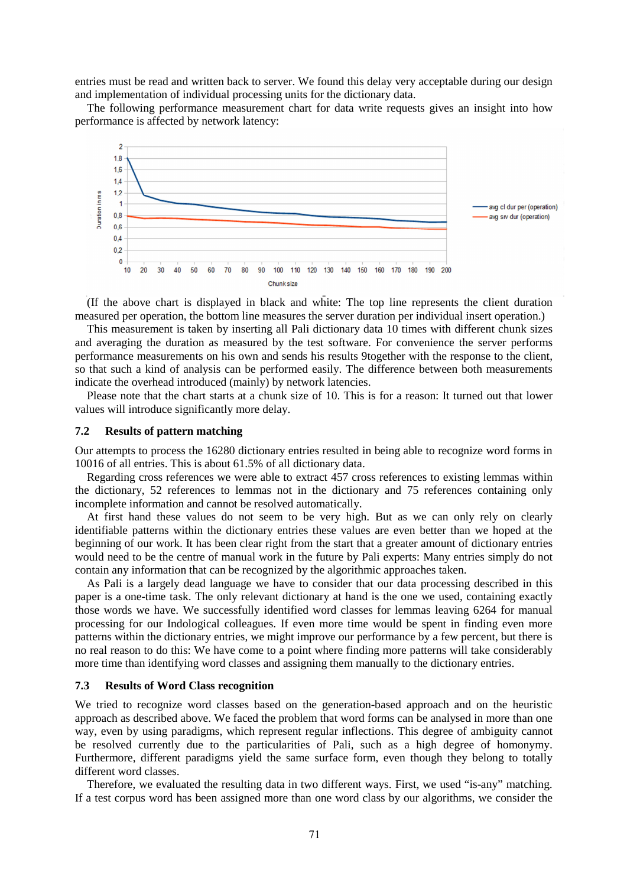entries must be read and written back to server. We found this delay very acceptable during our design and implementation of individual processing units for the dictionary data.

The following performance measurement chart for data write requests gives an insight into how performance is affected by network latency:

(If the above chart is displayed in black and white: The top line represents the client duration measured per operation, the bottom line measures the server duration per individual insert operation.)

This measurement is taken by inserting all Pali dictionary data 10 times with different chunk sizes and averaging the duration as measured by the test software. For convenience the server performs performance measurements on his own and sends his results 9together with the response to the client, so that such a kind of analysis can be performed easily. The difference between both measurements indicate the overhead introduced (mainly) by network latencies.

Please note that the chart starts at a chunk size of 10. This is for a reason: It turned out that lower values will introduce significantly more delay.

### 7.2 Results of pattern matching

Our attempts to process the 16280 dictionary entries resulted in being able to recognize word forms in 10016 of all entries. This is about 61.5% of all dictionary data.

Regarding cross references we were able to extract 457 cross references to existing lemmas within the dictionary, 52 references to lemmas not in the dictionary and 75 references containing only incomplete information and cannot be resolved automatically.

At first hand these values do not seem to be very high. But as we can only rely on clearly identifiable patterns within the dictionary entries these values are even better than we hoped at the beginning of our work. It has been clear right from the start that a greater amount of dictionary entries would need to be the centre of manual work in the future by Pali experts: Many entries simply do not contain any information that can be recognized by the algorithmic approaches taken.

As Pali is a largely dead language we have to consider that our data processing described in this paper is a one-time task. The only relevant dictionary at hand is the one we used, containing exactly those words we have. We successfully identified word classes for lemmas leaving 6264 for manual processing for our Indological colleagues. If even more time would be spent in finding even more patterns within the dictionary entries, we might improve our performance by a few percent, but there is no real reason to do this: We have come to a point where finding more patterns will take considerably more time than identifying word classes and assigning them manually to the dictionary entries.

### 7.3 Results of Word Class recognition

We tried to recognize word classes based on the generation-based approach and on the heuristic approach as described above. We faced the problem that word forms can be analysed in more than one way, even by using paradigms, which represent regular inflections. This degree of ambiguity cannot be resolved currently due to the particularities of Pali, such as a high degree of homonymy. Furthermore, different paradigms yield the same surface form, even though they belong to totally different word classes.

Therefore, we evaluated the resulting data in two different ways. First, we used “is-any” matching. If a test corpus word has been assigned more than one word class by our algorithms, we consider the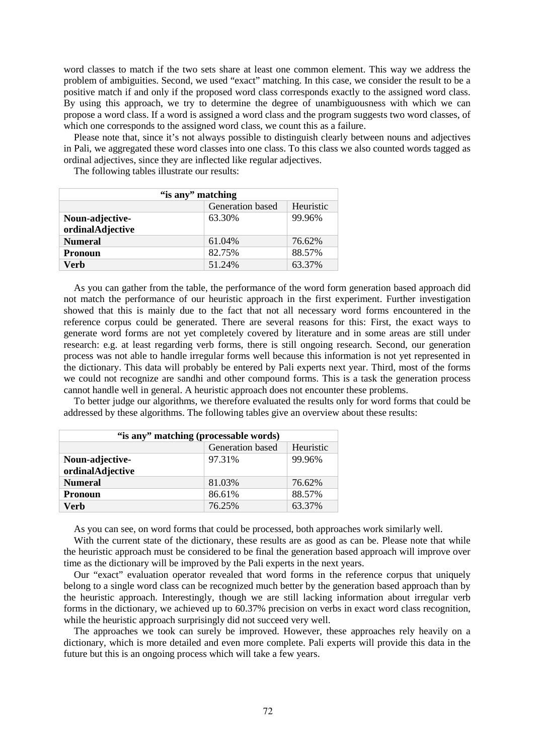word classes to match if the two sets share at least one common element. This way we address the problem of ambiguities. Second, we used “exact” matching. In this case, we consider the result to be a positive match if and only if the proposed word class corresponds exactly to the assigned word class. By using this approach, we try to determine the degree of unambiguousness with which we can propose a word class. If a word is assigned a word class and the program suggests two word classes, of which one corresponds to the assigned word class, we count this as a failure.

Please note that, since it’s not always possible to distinguish clearly between nouns and adjectives in Pali, we aggregated these word classes into one class. To this class we also counted words tagged as ordinal adjectives, since they are inflected like regular adjectives.

The following tables illustrate our results:

| “is any” matching | | |
|---|---|---|
| | Generation based | Heuristic |
| **Noun-adjective-ordinalAdjective** | 63.30% | 99.96% |
| **Numeral** | 61.04% | 76.62% |
| **Pronoun** | 82.75% | 88.57% |
| **Verb** | 51.24% | 63.37% |

As you can gather from the table, the performance of the word form generation based approach did not match the performance of our heuristic approach in the first experiment. Further investigation showed that this is mainly due to the fact that not all necessary word forms encountered in the reference corpus could be generated. There are several reasons for this: First, the exact ways to generate word forms are not yet completely covered by literature and in some areas are still under research: e.g. at least regarding verb forms, there is still ongoing research. Second, our generation process was not able to handle irregular forms well because this information is not yet represented in the dictionary. This data will probably be entered by Pali experts next year. Third, most of the forms we could not recognize are sandhi and other compound forms. This is a task the generation process cannot handle well in general. A heuristic approach does not encounter these problems.

To better judge our algorithms, we therefore evaluated the results only for word forms that could be addressed by these algorithms. The following tables give an overview about these results:

| “is any” matching (processable words) | | |
|---|---|---|
| | Generation based | Heuristic |
| **Noun-adjective-ordinalAdjective** | 97.31% | 99.96% |
| **Numeral** | 81.03% | 76.62% |
| **Pronoun** | 86.61% | 88.57% |
| **Verb** | 76.25% | 63.37% |

As you can see, on word forms that could be processed, both approaches work similarly well.

With the current state of the dictionary, these results are as good as can be. Please note that while the heuristic approach must be considered to be final the generation based approach will improve over time as the dictionary will be improved by the Pali experts in the next years.

Our “exact” evaluation operator revealed that word forms in the reference corpus that uniquely belong to a single word class can be recognized much better by the generation based approach than by the heuristic approach. Interestingly, though we are still lacking information about irregular verb forms in the dictionary, we achieved up to 60.37% precision on verbs in exact word class recognition, while the heuristic approach surprisingly did not succeed very well.

The approaches we took can surely be improved. However, these approaches rely heavily on a dictionary, which is more detailed and even more complete. Pali experts will provide this data in the future but this is an ongoing process which will take a few years.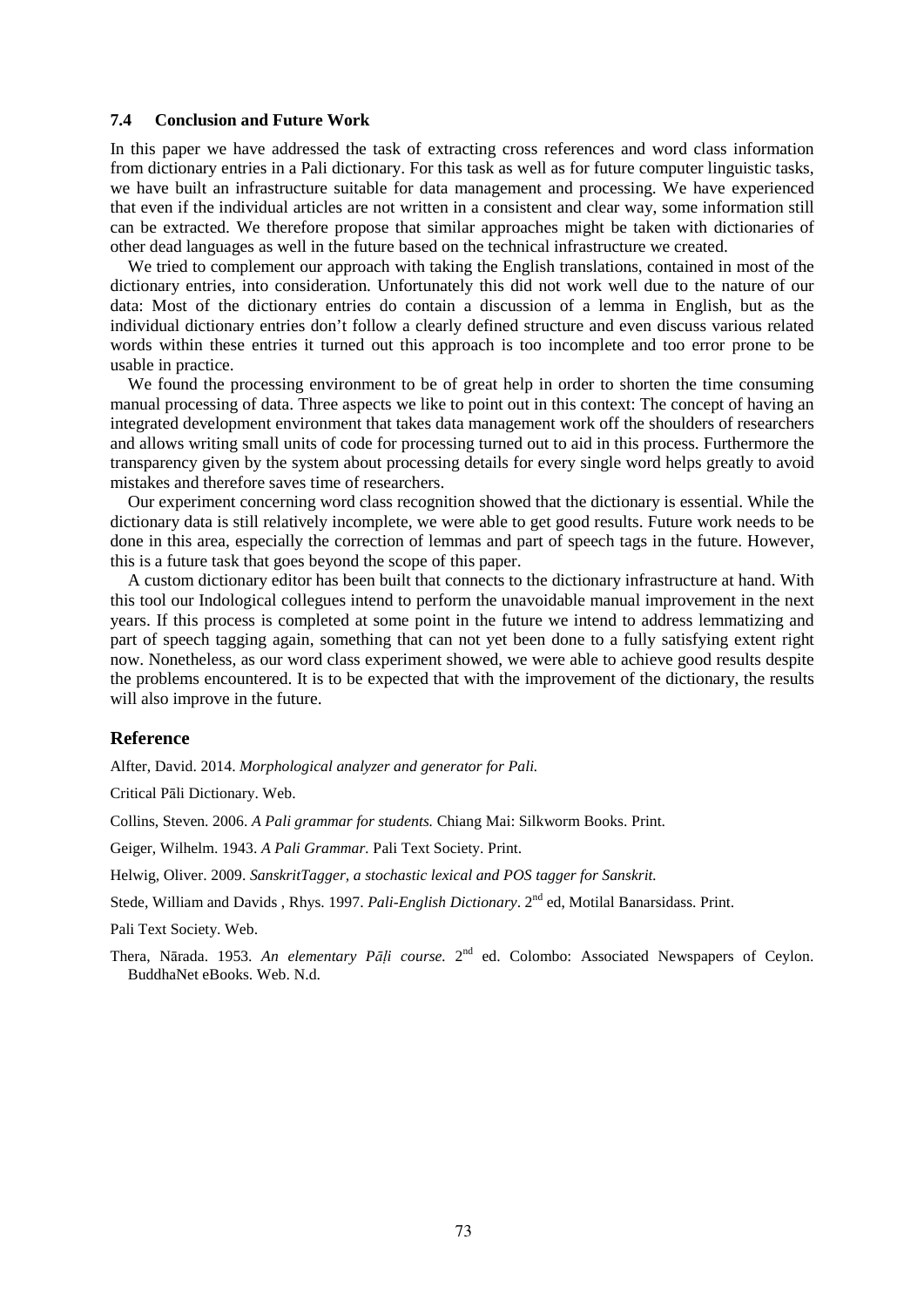### 7.4 Conclusion and Future Work

In this paper we have addressed the task of extracting cross references and word class information from dictionary entries in a Pali dictionary. For this task as well as for future computer linguistic tasks, we have built an infrastructure suitable for data management and processing. We have experienced that even if the individual articles are not written in a consistent and clear way, some information still can be extracted. We therefore propose that similar approaches might be taken with dictionaries of other dead languages as well in the future based on the technical infrastructure we created.

We tried to complement our approach with taking the English translations, contained in most of the dictionary entries, into consideration. Unfortunately this did not work well due to the nature of our data: Most of the dictionary entries do contain a discussion of a lemma in English, but as the individual dictionary entries don't follow a clearly defined structure and even discuss various related words within these entries it turned out this approach is too incomplete and too error prone to be usable in practice.

We found the processing environment to be of great help in order to shorten the time consuming manual processing of data. Three aspects we like to point out in this context: The concept of having an integrated development environment that takes data management work off the shoulders of researchers and allows writing small units of code for processing turned out to aid in this process. Furthermore the transparency given by the system about processing details for every single word helps greatly to avoid mistakes and therefore saves time of researchers.

Our experiment concerning word class recognition showed that the dictionary is essential. While the dictionary data is still relatively incomplete, we were able to get good results. Future work needs to be done in this area, especially the correction of lemmas and part of speech tags in the future. However, this is a future task that goes beyond the scope of this paper.

A custom dictionary editor has been built that connects to the dictionary infrastructure at hand. With this tool our Indological collegues intend to perform the unavoidable manual improvement in the next years. If this process is completed at some point in the future we intend to address lemmatizing and part of speech tagging again, something that can not yet been done to a fully satisfying extent right now. Nonetheless, as our word class experiment showed, we were able to achieve good results despite the problems encountered. It is to be expected that with the improvement of the dictionary, the results will also improve in the future.

## Reference

Alfter, David. 2014. *Morphological analyzer and generator for Pali.*

Critical Pāli Dictionary. Web.

Collins, Steven. 2006. *A Pali grammar for students.* Chiang Mai: Silkworm Books. Print.

Geiger, Wilhelm. 1943. *A Pali Grammar.* Pali Text Society. Print.

Helwig, Oliver. 2009. *SanskritTagger, a stochastic lexical and POS tagger for Sanskrit.*

Stede, William and Davids , Rhys. 1997. *Pali-English Dictionary*. 2nd ed, Motilal Banarsidass. Print.

Pali Text Society. Web.

Thera, Nārada. 1953. *An elementary Pāḷi course.* 2nd ed. Colombo: Associated Newspapers of Ceylon. BuddhaNet eBooks. Web. N.d.